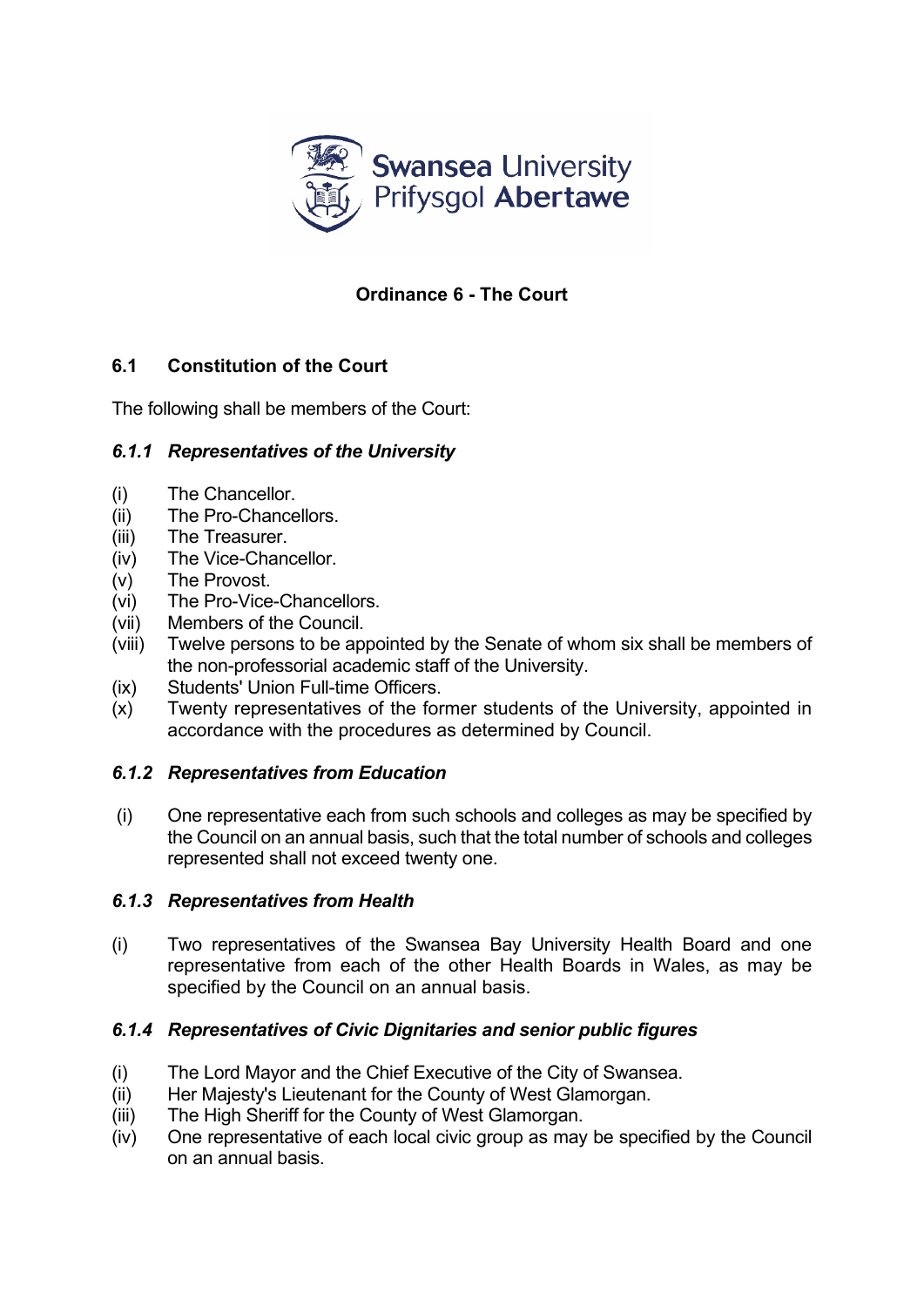# Ordinance 6 - The Court

## 6.1 Constitution of the Court

The following shall be members of the Court:

### *6.1.1 Representatives of the University*

(i) The Chancellor.
(ii) The Pro-Chancellors.
(iii) The Treasurer.
(iv) The Vice-Chancellor.
(v) The Provost.
(vi) The Pro-Vice-Chancellors.
(vii) Members of the Council.
(viii) Twelve persons to be appointed by the Senate of whom six shall be members of the non-professorial academic staff of the University.
(ix) Students' Union Full-time Officers.
(x) Twenty representatives of the former students of the University, appointed in accordance with the procedures as determined by Council.

### *6.1.2 Representatives from Education*

(i) One representative each from such schools and colleges as may be specified by the Council on an annual basis, such that the total number of schools and colleges represented shall not exceed twenty one.

### *6.1.3 Representatives from Health*

(i) Two representatives of the Swansea Bay University Health Board and one representative from each of the other Health Boards in Wales, as may be specified by the Council on an annual basis.

### *6.1.4 Representatives of Civic Dignitaries and senior public figures*

(i) The Lord Mayor and the Chief Executive of the City of Swansea.
(ii) Her Majesty's Lieutenant for the County of West Glamorgan.
(iii) The High Sheriff for the County of West Glamorgan.
(iv) One representative of each local civic group as may be specified by the Council on an annual basis.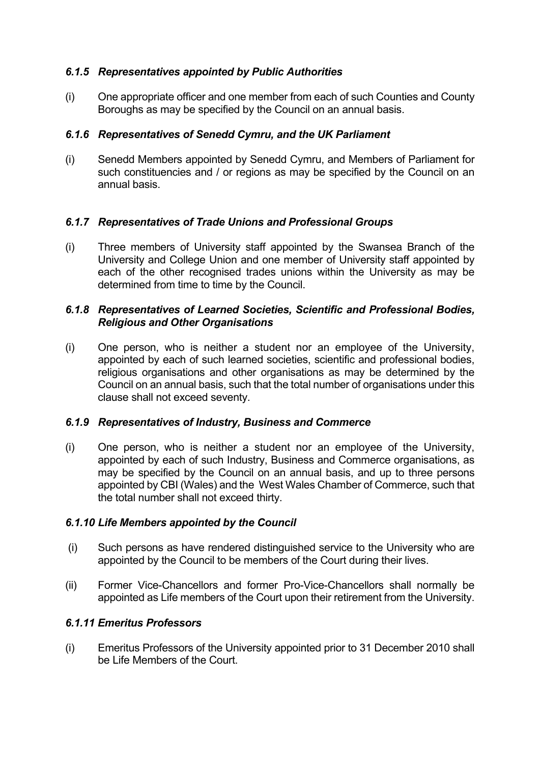### *6.1.5 Representatives appointed by Public Authorities*

(i) One appropriate officer and one member from each of such Counties and County Boroughs as may be specified by the Council on an annual basis.

### *6.1.6 Representatives of Senedd Cymru, and the UK Parliament*

(i) Senedd Members appointed by Senedd Cymru, and Members of Parliament for such constituencies and / or regions as may be specified by the Council on an annual basis.

### *6.1.7 Representatives of Trade Unions and Professional Groups*

(i) Three members of University staff appointed by the Swansea Branch of the University and College Union and one member of University staff appointed by each of the other recognised trades unions within the University as may be determined from time to time by the Council.

### *6.1.8 Representatives of Learned Societies, Scientific and Professional Bodies, Religious and Other Organisations*

(i) One person, who is neither a student nor an employee of the University, appointed by each of such learned societies, scientific and professional bodies, religious organisations and other organisations as may be determined by the Council on an annual basis, such that the total number of organisations under this clause shall not exceed seventy.

### *6.1.9 Representatives of Industry, Business and Commerce*

(i) One person, who is neither a student nor an employee of the University, appointed by each of such Industry, Business and Commerce organisations, as may be specified by the Council on an annual basis, and up to three persons appointed by CBI (Wales) and the West Wales Chamber of Commerce, such that the total number shall not exceed thirty.

### *6.1.10 Life Members appointed by the Council*

(i) Such persons as have rendered distinguished service to the University who are appointed by the Council to be members of the Court during their lives.

(ii) Former Vice-Chancellors and former Pro-Vice-Chancellors shall normally be appointed as Life members of the Court upon their retirement from the University.

### *6.1.11 Emeritus Professors*

(i) Emeritus Professors of the University appointed prior to 31 December 2010 shall be Life Members of the Court.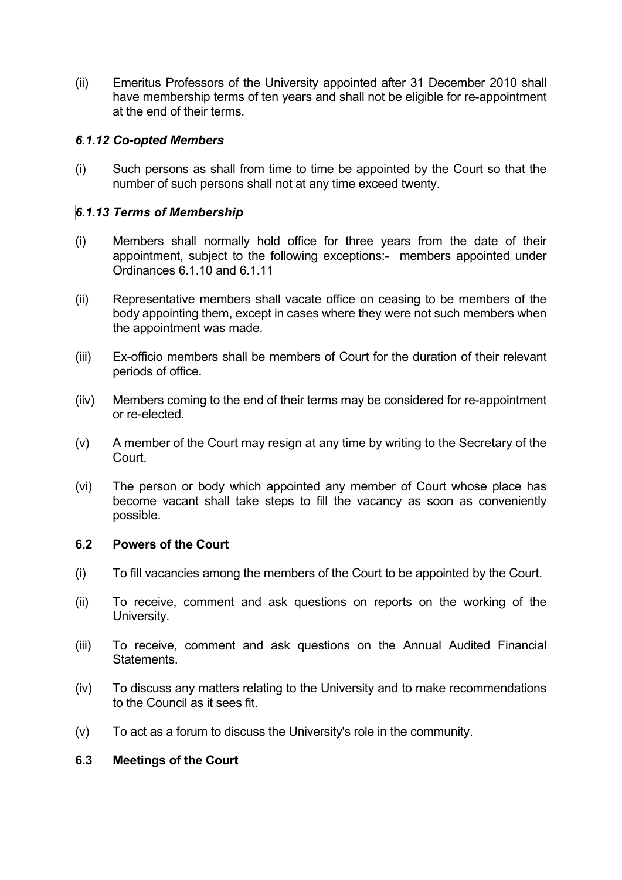(ii) Emeritus Professors of the University appointed after 31 December 2010 shall have membership terms of ten years and shall not be eligible for re-appointment at the end of their terms.

### *6.1.12 Co-opted Members*

(i) Such persons as shall from time to time be appointed by the Court so that the number of such persons shall not at any time exceed twenty.

### *6.1.13 Terms of Membership*

(i) Members shall normally hold office for three years from the date of their appointment, subject to the following exceptions:- members appointed under Ordinances 6.1.10 and 6.1.11

(ii) Representative members shall vacate office on ceasing to be members of the body appointing them, except in cases where they were not such members when the appointment was made.

(iii) Ex-officio members shall be members of Court for the duration of their relevant periods of office.

(iiv) Members coming to the end of their terms may be considered for re-appointment or re-elected.

(v) A member of the Court may resign at any time by writing to the Secretary of the Court.

(vi) The person or body which appointed any member of Court whose place has become vacant shall take steps to fill the vacancy as soon as conveniently possible.

### 6.2 Powers of the Court

(i) To fill vacancies among the members of the Court to be appointed by the Court.

(ii) To receive, comment and ask questions on reports on the working of the University.

(iii) To receive, comment and ask questions on the Annual Audited Financial Statements.

(iv) To discuss any matters relating to the University and to make recommendations to the Council as it sees fit.

(v) To act as a forum to discuss the University's role in the community.

### 6.3 Meetings of the Court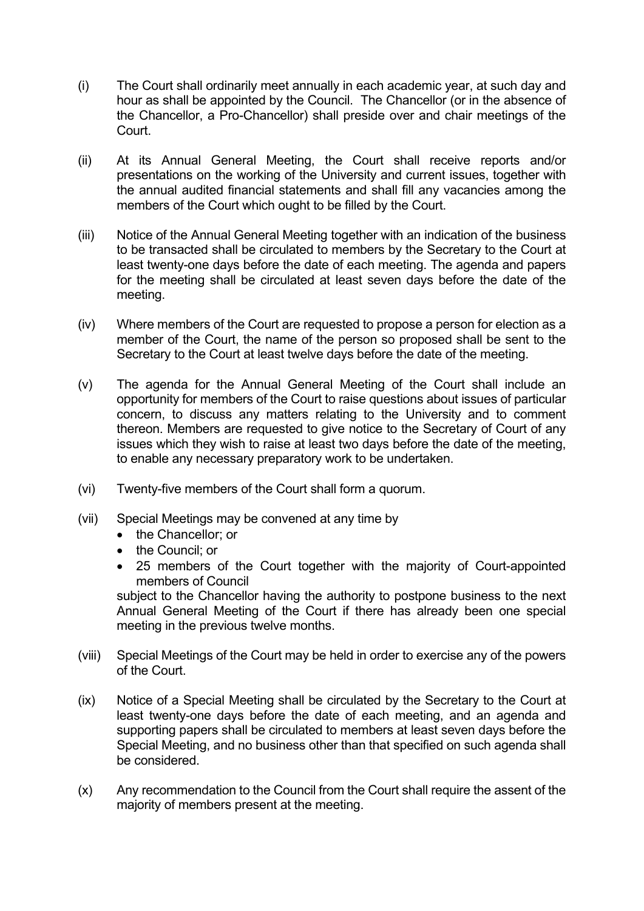(i) The Court shall ordinarily meet annually in each academic year, at such day and hour as shall be appointed by the Council. The Chancellor (or in the absence of the Chancellor, a Pro-Chancellor) shall preside over and chair meetings of the Court.

(ii) At its Annual General Meeting, the Court shall receive reports and/or presentations on the working of the University and current issues, together with the annual audited financial statements and shall fill any vacancies among the members of the Court which ought to be filled by the Court.

(iii) Notice of the Annual General Meeting together with an indication of the business to be transacted shall be circulated to members by the Secretary to the Court at least twenty-one days before the date of each meeting. The agenda and papers for the meeting shall be circulated at least seven days before the date of the meeting.

(iv) Where members of the Court are requested to propose a person for election as a member of the Court, the name of the person so proposed shall be sent to the Secretary to the Court at least twelve days before the date of the meeting.

(v) The agenda for the Annual General Meeting of the Court shall include an opportunity for members of the Court to raise questions about issues of particular concern, to discuss any matters relating to the University and to comment thereon. Members are requested to give notice to the Secretary of Court of any issues which they wish to raise at least two days before the date of the meeting, to enable any necessary preparatory work to be undertaken.

(vi) Twenty-five members of the Court shall form a quorum.

(vii) Special Meetings may be convened at any time by
- the Chancellor; or
- the Council; or
- 25 members of the Court together with the majority of Court-appointed members of Council

subject to the Chancellor having the authority to postpone business to the next Annual General Meeting of the Court if there has already been one special meeting in the previous twelve months.

(viii) Special Meetings of the Court may be held in order to exercise any of the powers of the Court.

(ix) Notice of a Special Meeting shall be circulated by the Secretary to the Court at least twenty-one days before the date of each meeting, and an agenda and supporting papers shall be circulated to members at least seven days before the Special Meeting, and no business other than that specified on such agenda shall be considered.

(x) Any recommendation to the Council from the Court shall require the assent of the majority of members present at the meeting.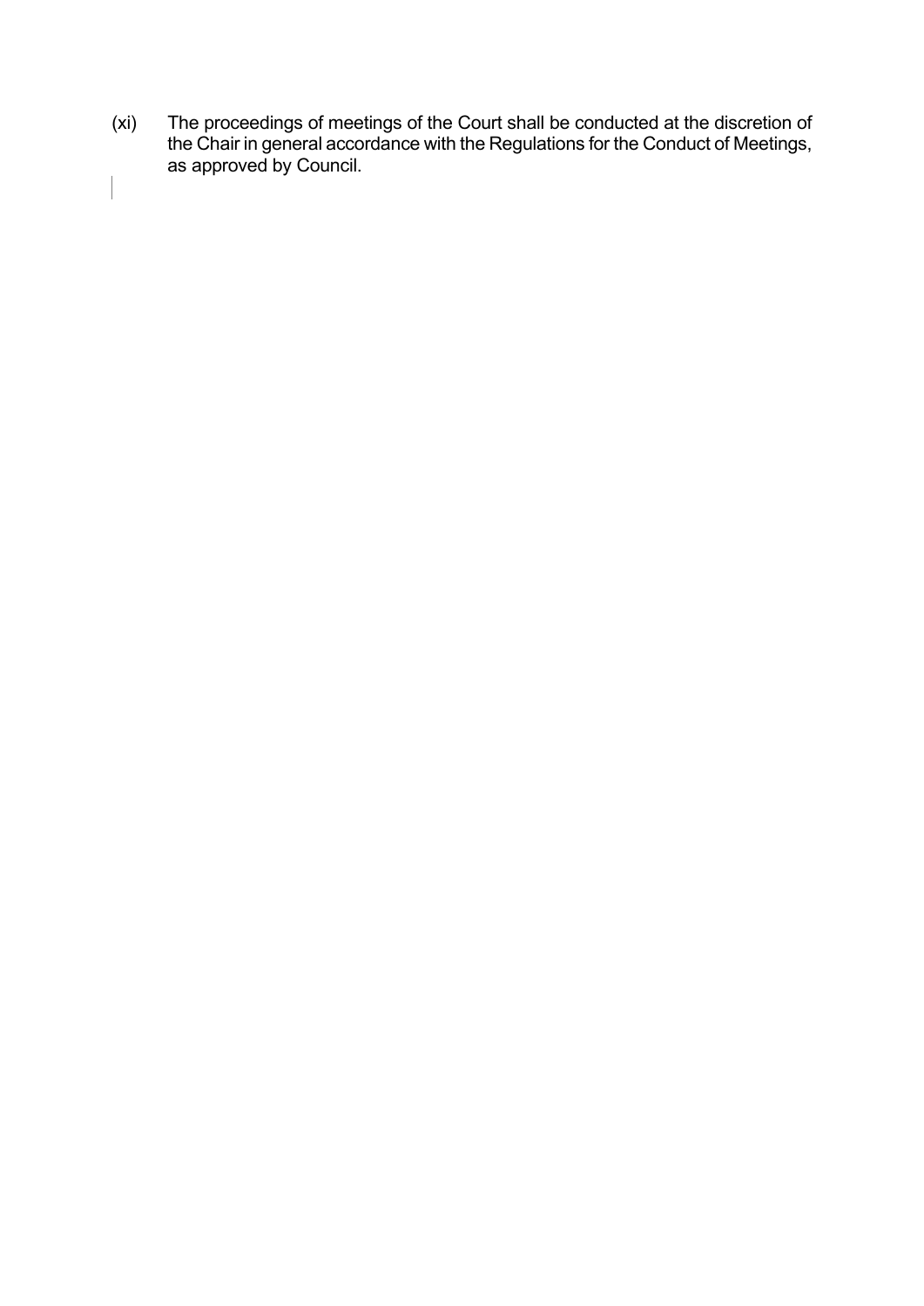(xi) The proceedings of meetings of the Court shall be conducted at the discretion of the Chair in general accordance with the Regulations for the Conduct of Meetings, as approved by Council.